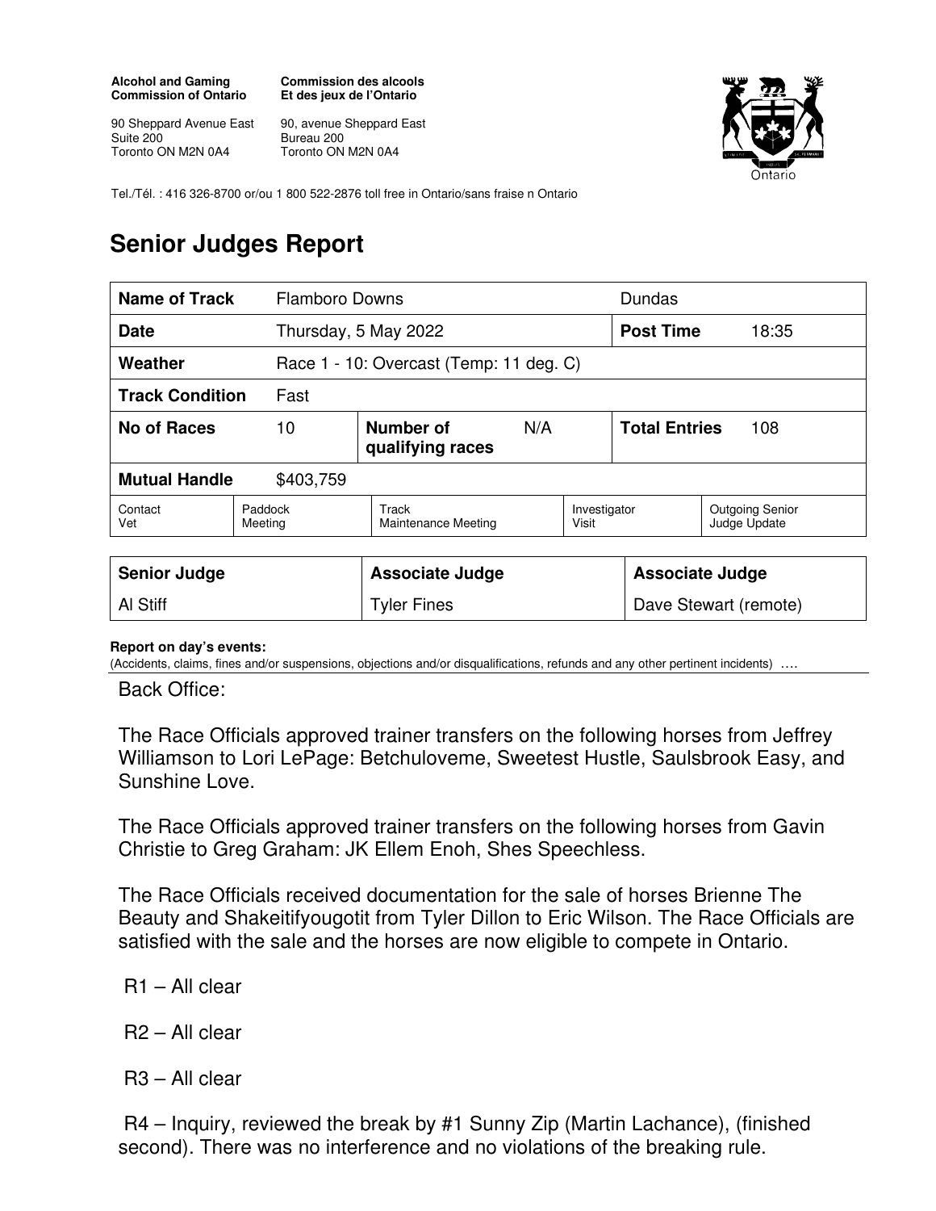**Alcohol and Gaming Commission of Ontario**

90 Sheppard Avenue East
Suite 200
Toronto ON M2N 0A4

**Commission des alcools Et des jeux de l'Ontario**

90, avenue Sheppard East
Bureau 200
Toronto ON M2N 0A4

Tel./Tél. : 416 326-8700 or/ou 1 800 522-2876 toll free in Ontario/sans fraise n Ontario

# Senior Judges Report

| **Name of Track** | Flamboro Downs | | | Dundas | |
|---|---|---|---|---|---|
| **Date** | Thursday, 5 May 2022 | | | **Post Time** | 18:35 |
| **Weather** | Race 1 - 10: Overcast (Temp: 11 deg. C) | | | | |
| **Track Condition** | Fast | | | | |
| **No of Races** | 10 | **Number of qualifying races** | N/A | **Total Entries** | 108 |
| **Mutual Handle** | $403,759 | | | | |
| Contact Vet | Paddock Meeting | Track Maintenance Meeting | | Investigator Visit | Outgoing Senior Judge Update |

| **Senior Judge** | **Associate Judge** | **Associate Judge** |
|---|---|---|
| Al Stiff | Tyler Fines | Dave Stewart (remote) |

**Report on day's events:**
(Accidents, claims, fines and/or suspensions, objections and/or disqualifications, refunds and any other pertinent incidents) ….

Back Office:

The Race Officials approved trainer transfers on the following horses from Jeffrey Williamson to Lori LePage: Betchuloveme, Sweetest Hustle, Saulsbrook Easy, and Sunshine Love.

The Race Officials approved trainer transfers on the following horses from Gavin Christie to Greg Graham: JK Ellem Enoh, Shes Speechless.

The Race Officials received documentation for the sale of horses Brienne The Beauty and Shakeitifyougotit from Tyler Dillon to Eric Wilson. The Race Officials are satisfied with the sale and the horses are now eligible to compete in Ontario.

R1 – All clear

R2 – All clear

R3 – All clear

R4 – Inquiry, reviewed the break by #1 Sunny Zip (Martin Lachance), (finished second). There was no interference and no violations of the breaking rule.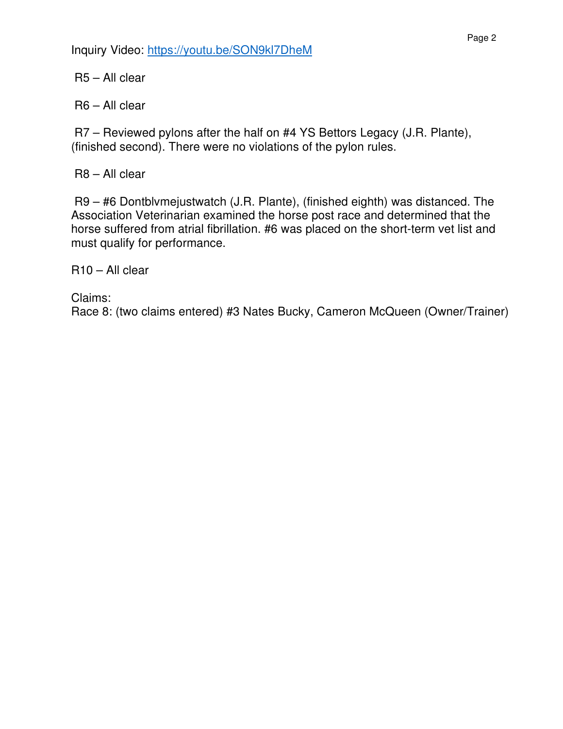Inquiry Video: https://youtu.be/SON9kl7DheM

R5 – All clear

R6 – All clear

R7 – Reviewed pylons after the half on #4 YS Bettors Legacy (J.R. Plante), (finished second). There were no violations of the pylon rules.

R8 – All clear

R9 – #6 Dontblvmejustwatch (J.R. Plante), (finished eighth) was distanced. The Association Veterinarian examined the horse post race and determined that the horse suffered from atrial fibrillation. #6 was placed on the short-term vet list and must qualify for performance.

R10 – All clear

Claims:
Race 8: (two claims entered) #3 Nates Bucky, Cameron McQueen (Owner/Trainer)